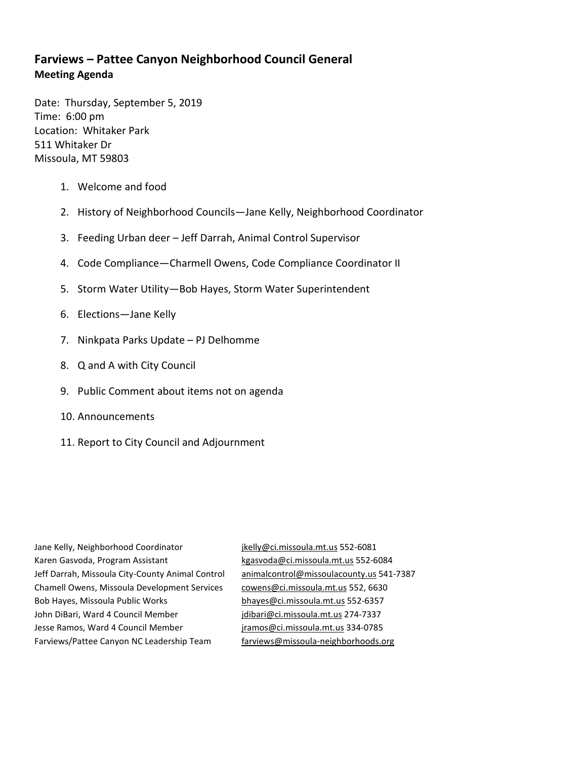# Farviews – Pattee Canyon Neighborhood Council General

**Meeting Agenda**

Date: Thursday, September 5, 2019
Time: 6:00 pm
Location: Whitaker Park
511 Whitaker Dr
Missoula, MT 59803

1. Welcome and food
2. History of Neighborhood Councils—Jane Kelly, Neighborhood Coordinator
3. Feeding Urban deer – Jeff Darrah, Animal Control Supervisor
4. Code Compliance—Charmell Owens, Code Compliance Coordinator II
5. Storm Water Utility—Bob Hayes, Storm Water Superintendent
6. Elections—Jane Kelly
7. Ninkpata Parks Update – PJ Delhomme
8. Q and A with City Council
9. Public Comment about items not on agenda
10. Announcements
11. Report to City Council and Adjournment

| | |
|---|---|
| Jane Kelly, Neighborhood Coordinator | jkelly@ci.missoula.mt.us 552-6081 |
| Karen Gasvoda, Program Assistant | kgasvoda@ci.missoula.mt.us 552-6084 |
| Jeff Darrah, Missoula City-County Animal Control | animalcontrol@missoulacounty.us 541-7387 |
| Chamell Owens, Missoula Development Services | cowens@ci.missoula.mt.us 552, 6630 |
| Bob Hayes, Missoula Public Works | bhayes@ci.missoula.mt.us 552-6357 |
| John DiBari, Ward 4 Council Member | jdibari@ci.missoula.mt.us 274-7337 |
| Jesse Ramos, Ward 4 Council Member | jramos@ci.missoula.mt.us 334-0785 |
| Farviews/Pattee Canyon NC Leadership Team | farviews@missoula-neighborhoods.org |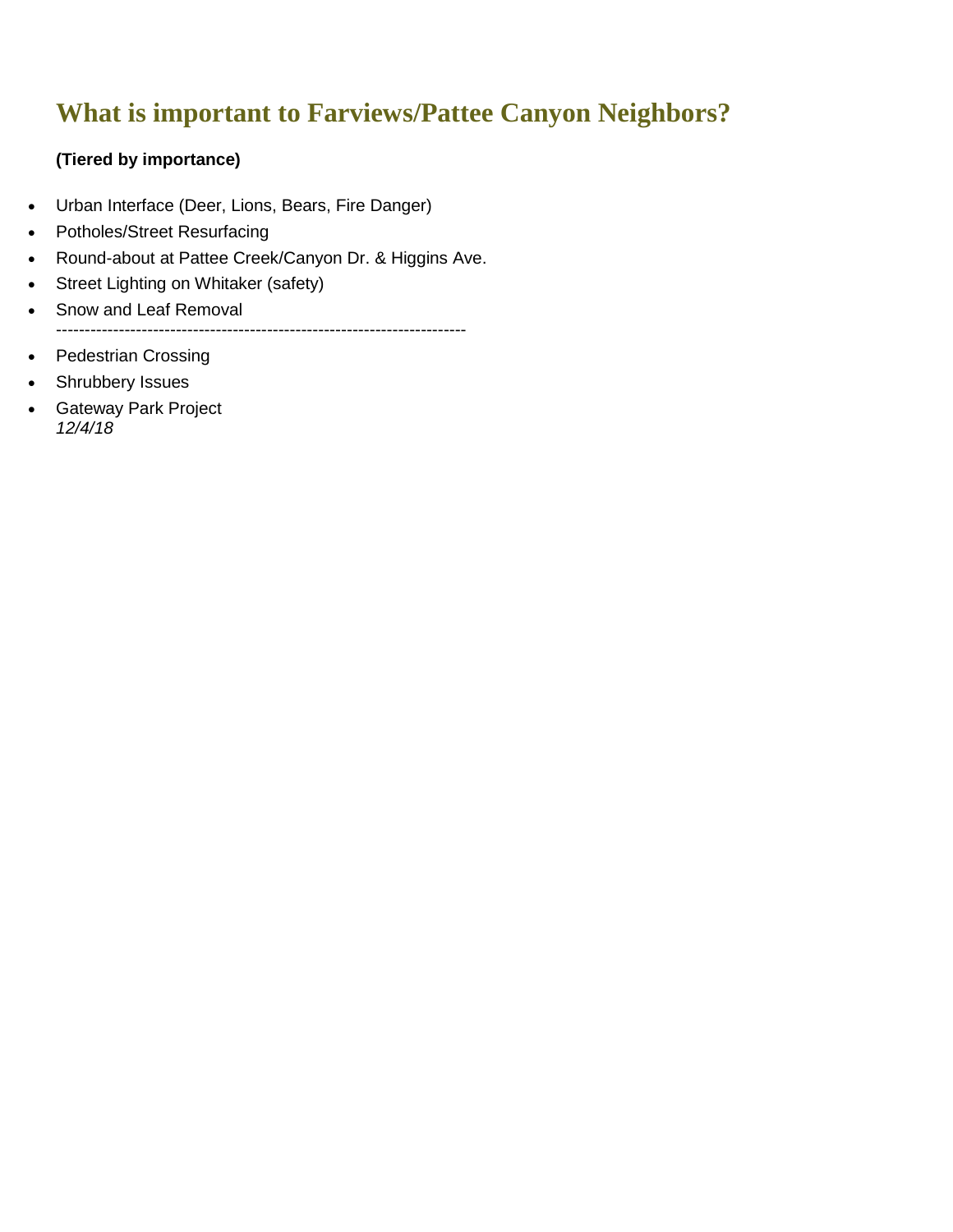# What is important to Farviews/Pattee Canyon Neighbors?

**(Tiered by importance)**

- Urban Interface (Deer, Lions, Bears, Fire Danger)
- Potholes/Street Resurfacing
- Round-about at Pattee Creek/Canyon Dr. & Higgins Ave.
- Street Lighting on Whitaker (safety)
- Snow and Leaf Removal

---

- Pedestrian Crossing
- Shrubbery Issues
- Gateway Park Project

*12/4/18*